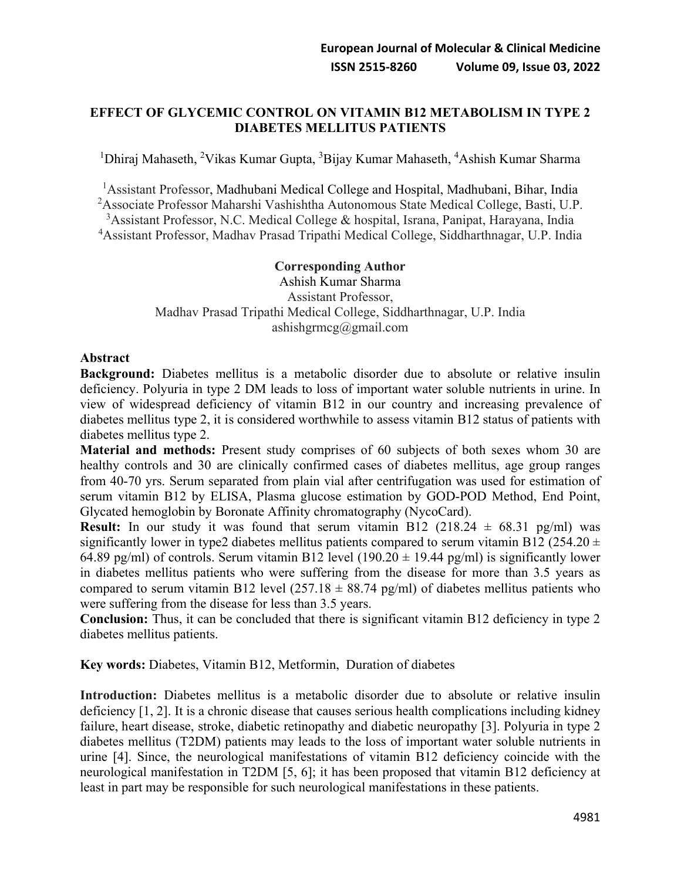# EFFECT OF GLYCEMIC CONTROL ON VITAMIN B12 METABOLISM IN TYPE 2 DIABETES MELLITUS PATIENTS

[1]Dhiraj Mahaseth, [2]Vikas Kumar Gupta, [3]Bijay Kumar Mahaseth, [4]Ashish Kumar Sharma

[1]Assistant Professor, Madhubani Medical College and Hospital, Madhubani, Bihar, India
[2]Associate Professor Maharshi Vashishtha Autonomous State Medical College, Basti, U.P.
[3]Assistant Professor, N.C. Medical College & hospital, Israna, Panipat, Harayana, India
[4]Assistant Professor, Madhav Prasad Tripathi Medical College, Siddharthnagar, U.P. India

**Corresponding Author**
Ashish Kumar Sharma
Assistant Professor,
Madhav Prasad Tripathi Medical College, Siddharthnagar, U.P. India
ashishgrmcg@gmail.com

## Abstract

**Background:** Diabetes mellitus is a metabolic disorder due to absolute or relative insulin deficiency. Polyuria in type 2 DM leads to loss of important water soluble nutrients in urine. In view of widespread deficiency of vitamin B12 in our country and increasing prevalence of diabetes mellitus type 2, it is considered worthwhile to assess vitamin B12 status of patients with diabetes mellitus type 2.

**Material and methods:** Present study comprises of 60 subjects of both sexes whom 30 are healthy controls and 30 are clinically confirmed cases of diabetes mellitus, age group ranges from 40-70 yrs. Serum separated from plain vial after centrifugation was used for estimation of serum vitamin B12 by ELISA, Plasma glucose estimation by GOD-POD Method, End Point, Glycated hemoglobin by Boronate Affinity chromatography (NycoCard).

**Result:** In our study it was found that serum vitamin B12 ($218.24 \pm 68.31$ pg/ml) was significantly lower in type2 diabetes mellitus patients compared to serum vitamin B12 ($254.20 \pm 64.89$ pg/ml) of controls. Serum vitamin B12 level ($190.20 \pm 19.44$ pg/ml) is significantly lower in diabetes mellitus patients who were suffering from the disease for more than 3.5 years as compared to serum vitamin B12 level ($257.18 \pm 88.74$ pg/ml) of diabetes mellitus patients who were suffering from the disease for less than 3.5 years.

**Conclusion:** Thus, it can be concluded that there is significant vitamin B12 deficiency in type 2 diabetes mellitus patients.

**Key words:** Diabetes, Vitamin B12, Metformin, Duration of diabetes

**Introduction:** Diabetes mellitus is a metabolic disorder due to absolute or relative insulin deficiency [1, 2]. It is a chronic disease that causes serious health complications including kidney failure, heart disease, stroke, diabetic retinopathy and diabetic neuropathy [3]. Polyuria in type 2 diabetes mellitus (T2DM) patients may leads to the loss of important water soluble nutrients in urine [4]. Since, the neurological manifestations of vitamin B12 deficiency coincide with the neurological manifestation in T2DM [5, 6]; it has been proposed that vitamin B12 deficiency at least in part may be responsible for such neurological manifestations in these patients.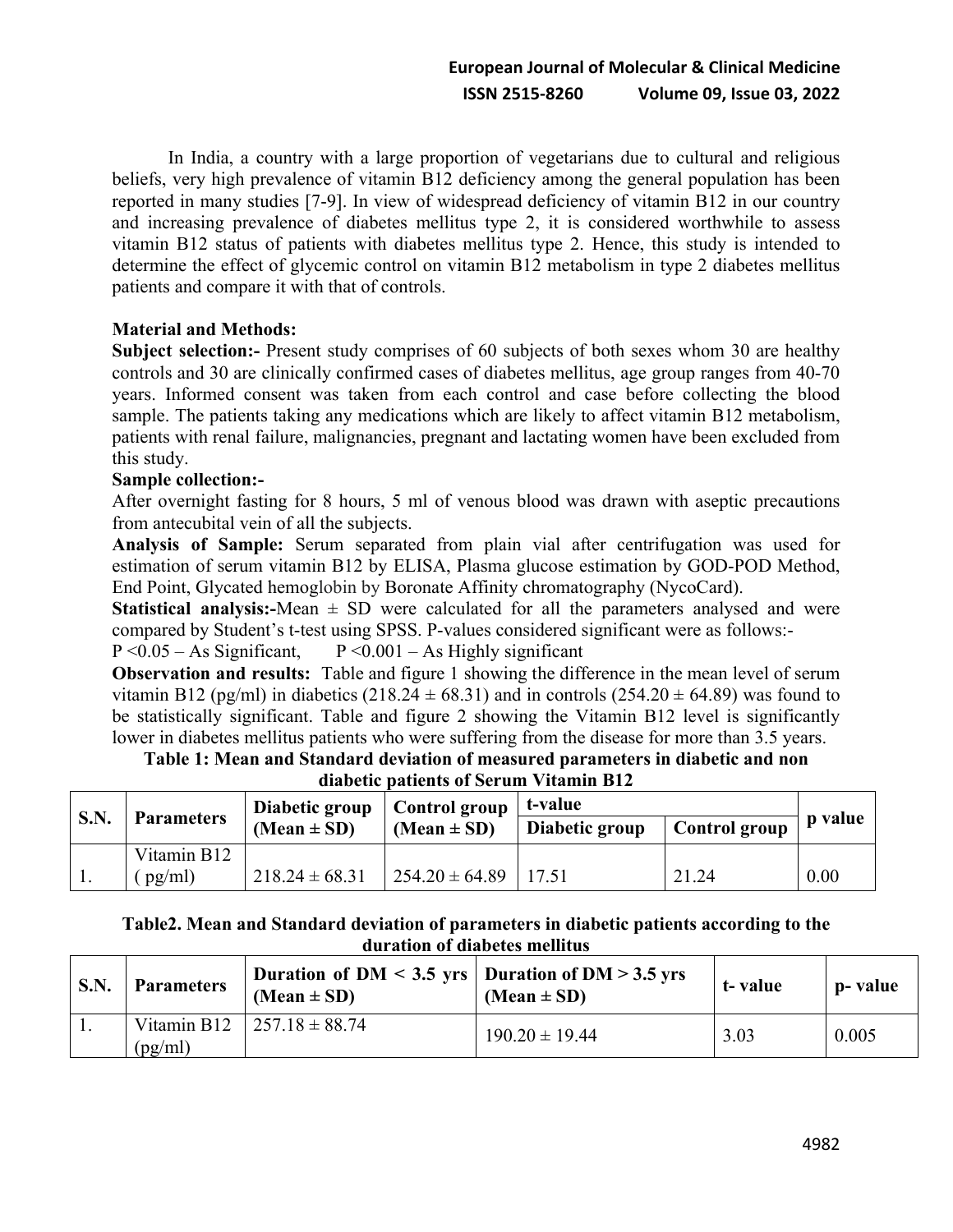In India, a country with a large proportion of vegetarians due to cultural and religious beliefs, very high prevalence of vitamin B12 deficiency among the general population has been reported in many studies [7-9]. In view of widespread deficiency of vitamin B12 in our country and increasing prevalence of diabetes mellitus type 2, it is considered worthwhile to assess vitamin B12 status of patients with diabetes mellitus type 2. Hence, this study is intended to determine the effect of glycemic control on vitamin B12 metabolism in type 2 diabetes mellitus patients and compare it with that of controls.

## Material and Methods:

**Subject selection:-** Present study comprises of 60 subjects of both sexes whom 30 are healthy controls and 30 are clinically confirmed cases of diabetes mellitus, age group ranges from 40-70 years. Informed consent was taken from each control and case before collecting the blood sample. The patients taking any medications which are likely to affect vitamin B12 metabolism, patients with renal failure, malignancies, pregnant and lactating women have been excluded from this study.

**Sample collection:-**

After overnight fasting for 8 hours, 5 ml of venous blood was drawn with aseptic precautions from antecubital vein of all the subjects.

**Analysis of Sample:** Serum separated from plain vial after centrifugation was used for estimation of serum vitamin B12 by ELISA, Plasma glucose estimation by GOD-POD Method, End Point, Glycated hemoglobin by Boronate Affinity chromatography (NycoCard).

**Statistical analysis:-**Mean ± SD were calculated for all the parameters analysed and were compared by Student's t-test using SPSS. P-values considered significant were as follows:-

P <0.05 – As Significant, P <0.001 – As Highly significant

**Observation and results:** Table and figure 1 showing the difference in the mean level of serum vitamin B12 (pg/ml) in diabetics (218.24 ± 68.31) and in controls (254.20 ± 64.89) was found to be statistically significant. Table and figure 2 showing the Vitamin B12 level is significantly lower in diabetes mellitus patients who were suffering from the disease for more than 3.5 years.

**Table 1: Mean and Standard deviation of measured parameters in diabetic and non diabetic patients of Serum Vitamin B12**

| S.N. | Parameters | Diabetic group (Mean ± SD) | Control group (Mean ± SD) | t-value | | p value |
|---|---|---|---|---|---|---|
| | | | | Diabetic group | Control group | |
| 1. | Vitamin B12 ( pg/ml) | 218.24 ± 68.31 | 254.20 ± 64.89 | 17.51 | 21.24 | 0.00 |

**Table2. Mean and Standard deviation of parameters in diabetic patients according to the duration of diabetes mellitus**

| S.N. | Parameters | Duration of DM < 3.5 yrs (Mean ± SD) | Duration of DM > 3.5 yrs (Mean ± SD) | t- value | p- value |
|---|---|---|---|---|---|
| 1. | Vitamin B12 (pg/ml) | 257.18 ± 88.74 | 190.20 ± 19.44 | 3.03 | 0.005 |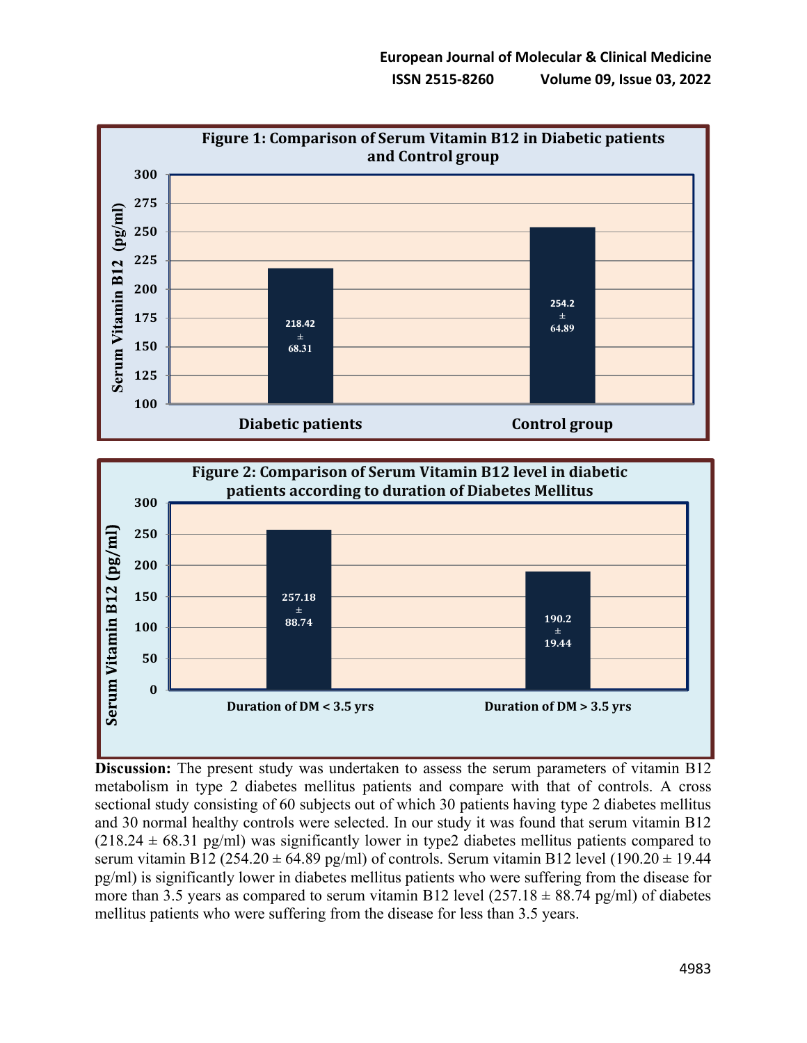**Figure 1: Comparison of Serum Vitamin B12 in Diabetic patients and Control group**

| Group | Serum Vitamin B12 (pg/ml) |
|---|---|
| Diabetic patients | 218.42 ± 68.31 |
| Control group | 254.2 ± 64.89 |

**Figure 2: Comparison of Serum Vitamin B12 level in diabetic patients according to duration of Diabetes Mellitus**

| Group | Serum Vitamin B12 (pg/ml) |
|---|---|
| Duration of DM < 3.5 yrs | 257.18 ± 88.74 |
| Duration of DM > 3.5 yrs | 190.2 ± 19.44 |

**Discussion:** The present study was undertaken to assess the serum parameters of vitamin B12 metabolism in type 2 diabetes mellitus patients and compare with that of controls. A cross sectional study consisting of 60 subjects out of which 30 patients having type 2 diabetes mellitus and 30 normal healthy controls were selected. In our study it was found that serum vitamin B12 (218.24 ± 68.31 pg/ml) was significantly lower in type2 diabetes mellitus patients compared to serum vitamin B12 (254.20 ± 64.89 pg/ml) of controls. Serum vitamin B12 level (190.20 ± 19.44 pg/ml) is significantly lower in diabetes mellitus patients who were suffering from the disease for more than 3.5 years as compared to serum vitamin B12 level (257.18 ± 88.74 pg/ml) of diabetes mellitus patients who were suffering from the disease for less than 3.5 years.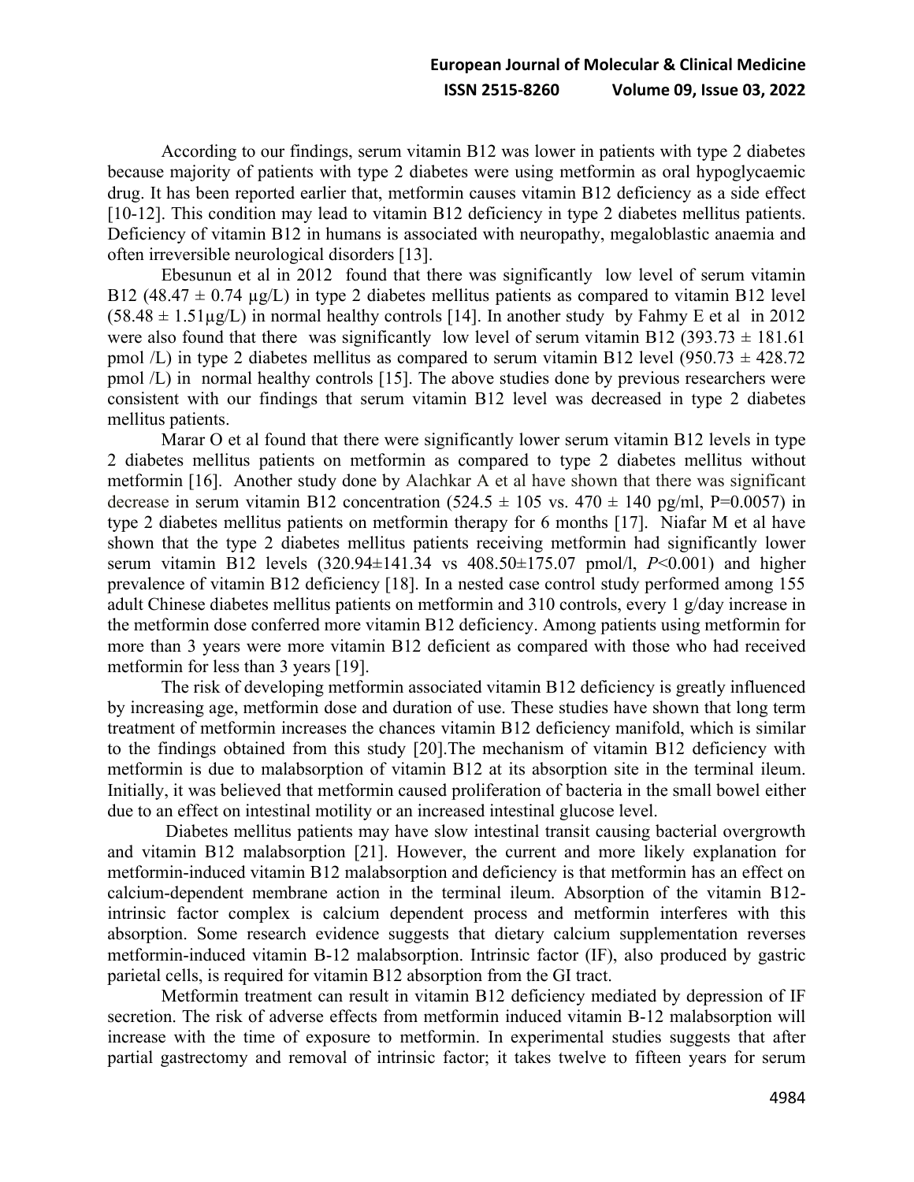According to our findings, serum vitamin B12 was lower in patients with type 2 diabetes because majority of patients with type 2 diabetes were using metformin as oral hypoglycaemic drug. It has been reported earlier that, metformin causes vitamin B12 deficiency as a side effect [10-12]. This condition may lead to vitamin B12 deficiency in type 2 diabetes mellitus patients. Deficiency of vitamin B12 in humans is associated with neuropathy, megaloblastic anaemia and often irreversible neurological disorders [13].

Ebesunun et al in 2012 found that there was significantly low level of serum vitamin B12 ($48.47 \pm 0.74$ µg/L) in type 2 diabetes mellitus patients as compared to vitamin B12 level ($58.48 \pm 1.51$µg/L) in normal healthy controls [14]. In another study by Fahmy E et al in 2012 were also found that there was significantly low level of serum vitamin B12 ($393.73 \pm 181.61$ pmol /L) in type 2 diabetes mellitus as compared to serum vitamin B12 level ($950.73 \pm 428.72$ pmol /L) in normal healthy controls [15]. The above studies done by previous researchers were consistent with our findings that serum vitamin B12 level was decreased in type 2 diabetes mellitus patients.

Marar O et al found that there were significantly lower serum vitamin B12 levels in type 2 diabetes mellitus patients on metformin as compared to type 2 diabetes mellitus without metformin [16]. Another study done by Alachkar A et al have shown that there was significant decrease in serum vitamin B12 concentration ($524.5 \pm 105$ vs. $470 \pm 140$ pg/ml, P=0.0057) in type 2 diabetes mellitus patients on metformin therapy for 6 months [17]. Niafar M et al have shown that the type 2 diabetes mellitus patients receiving metformin had significantly lower serum vitamin B12 levels ($320.94 \pm 141.34$ vs $408.50 \pm 175.07$ pmol/l, $P<0.001$) and higher prevalence of vitamin B12 deficiency [18]. In a nested case control study performed among 155 adult Chinese diabetes mellitus patients on metformin and 310 controls, every 1 g/day increase in the metformin dose conferred more vitamin B12 deficiency. Among patients using metformin for more than 3 years were more vitamin B12 deficient as compared with those who had received metformin for less than 3 years [19].

The risk of developing metformin associated vitamin B12 deficiency is greatly influenced by increasing age, metformin dose and duration of use. These studies have shown that long term treatment of metformin increases the chances vitamin B12 deficiency manifold, which is similar to the findings obtained from this study [20].The mechanism of vitamin B12 deficiency with metformin is due to malabsorption of vitamin B12 at its absorption site in the terminal ileum. Initially, it was believed that metformin caused proliferation of bacteria in the small bowel either due to an effect on intestinal motility or an increased intestinal glucose level.

Diabetes mellitus patients may have slow intestinal transit causing bacterial overgrowth and vitamin B12 malabsorption [21]. However, the current and more likely explanation for metformin-induced vitamin B12 malabsorption and deficiency is that metformin has an effect on calcium-dependent membrane action in the terminal ileum. Absorption of the vitamin B12-intrinsic factor complex is calcium dependent process and metformin interferes with this absorption. Some research evidence suggests that dietary calcium supplementation reverses metformin-induced vitamin B-12 malabsorption. Intrinsic factor (IF), also produced by gastric parietal cells, is required for vitamin B12 absorption from the GI tract.

Metformin treatment can result in vitamin B12 deficiency mediated by depression of IF secretion. The risk of adverse effects from metformin induced vitamin B-12 malabsorption will increase with the time of exposure to metformin. In experimental studies suggests that after partial gastrectomy and removal of intrinsic factor; it takes twelve to fifteen years for serum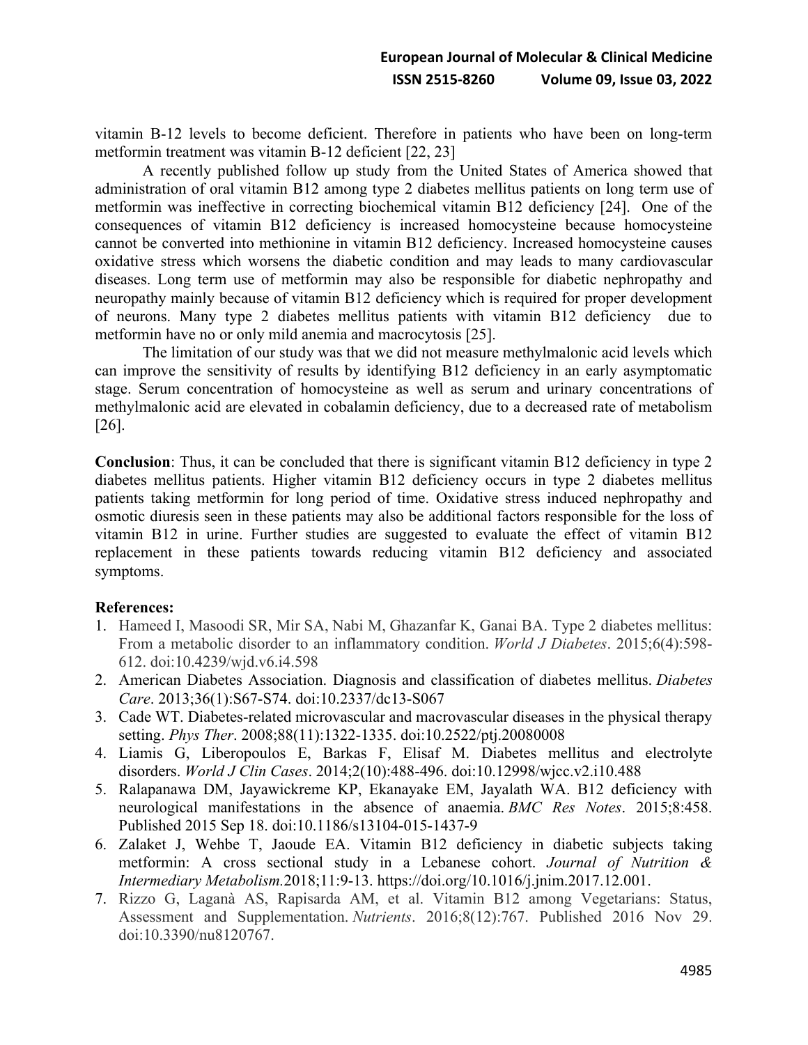vitamin B-12 levels to become deficient. Therefore in patients who have been on long-term metformin treatment was vitamin B-12 deficient [22, 23]

A recently published follow up study from the United States of America showed that administration of oral vitamin B12 among type 2 diabetes mellitus patients on long term use of metformin was ineffective in correcting biochemical vitamin B12 deficiency [24]. One of the consequences of vitamin B12 deficiency is increased homocysteine because homocysteine cannot be converted into methionine in vitamin B12 deficiency. Increased homocysteine causes oxidative stress which worsens the diabetic condition and may leads to many cardiovascular diseases. Long term use of metformin may also be responsible for diabetic nephropathy and neuropathy mainly because of vitamin B12 deficiency which is required for proper development of neurons. Many type 2 diabetes mellitus patients with vitamin B12 deficiency due to metformin have no or only mild anemia and macrocytosis [25].

The limitation of our study was that we did not measure methylmalonic acid levels which can improve the sensitivity of results by identifying B12 deficiency in an early asymptomatic stage. Serum concentration of homocysteine as well as serum and urinary concentrations of methylmalonic acid are elevated in cobalamin deficiency, due to a decreased rate of metabolism [26].

**Conclusion**: Thus, it can be concluded that there is significant vitamin B12 deficiency in type 2 diabetes mellitus patients. Higher vitamin B12 deficiency occurs in type 2 diabetes mellitus patients taking metformin for long period of time. Oxidative stress induced nephropathy and osmotic diuresis seen in these patients may also be additional factors responsible for the loss of vitamin B12 in urine. Further studies are suggested to evaluate the effect of vitamin B12 replacement in these patients towards reducing vitamin B12 deficiency and associated symptoms.

**References:**

1. Hameed I, Masoodi SR, Mir SA, Nabi M, Ghazanfar K, Ganai BA. Type 2 diabetes mellitus: From a metabolic disorder to an inflammatory condition. *World J Diabetes*. 2015;6(4):598-612. doi:10.4239/wjd.v6.i4.598
2. American Diabetes Association. Diagnosis and classification of diabetes mellitus. *Diabetes Care*. 2013;36(1):S67-S74. doi:10.2337/dc13-S067
3. Cade WT. Diabetes-related microvascular and macrovascular diseases in the physical therapy setting. *Phys Ther*. 2008;88(11):1322-1335. doi:10.2522/ptj.20080008
4. Liamis G, Liberopoulos E, Barkas F, Elisaf M. Diabetes mellitus and electrolyte disorders. *World J Clin Cases*. 2014;2(10):488-496. doi:10.12998/wjcc.v2.i10.488
5. Ralapanawa DM, Jayawickreme KP, Ekanayake EM, Jayalath WA. B12 deficiency with neurological manifestations in the absence of anaemia. *BMC Res Notes*. 2015;8:458. Published 2015 Sep 18. doi:10.1186/s13104-015-1437-9
6. Zalaket J, Wehbe T, Jaoude EA. Vitamin B12 deficiency in diabetic subjects taking metformin: A cross sectional study in a Lebanese cohort. *Journal of Nutrition & Intermediary Metabolism.*2018;11:9-13. https://doi.org/10.1016/j.jnim.2017.12.001.
7. Rizzo G, Laganà AS, Rapisarda AM, et al. Vitamin B12 among Vegetarians: Status, Assessment and Supplementation. *Nutrients*. 2016;8(12):767. Published 2016 Nov 29. doi:10.3390/nu8120767.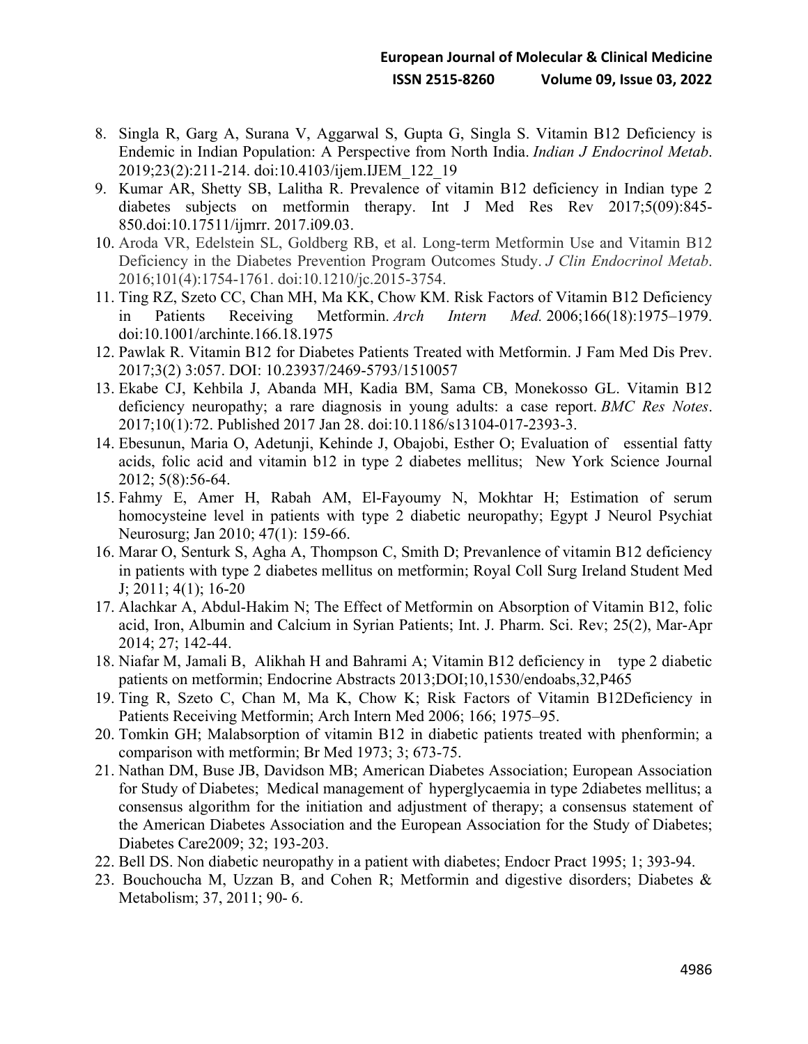8. Singla R, Garg A, Surana V, Aggarwal S, Gupta G, Singla S. Vitamin B12 Deficiency is Endemic in Indian Population: A Perspective from North India. *Indian J Endocrinol Metab*. 2019;23(2):211-214. doi:10.4103/ijem.IJEM_122_19
9. Kumar AR, Shetty SB, Lalitha R. Prevalence of vitamin B12 deficiency in Indian type 2 diabetes subjects on metformin therapy. Int J Med Res Rev 2017;5(09):845-850.doi:10.17511/ijmrr. 2017.i09.03.
10. Aroda VR, Edelstein SL, Goldberg RB, et al. Long-term Metformin Use and Vitamin B12 Deficiency in the Diabetes Prevention Program Outcomes Study. *J Clin Endocrinol Metab*. 2016;101(4):1754-1761. doi:10.1210/jc.2015-3754.
11. Ting RZ, Szeto CC, Chan MH, Ma KK, Chow KM. Risk Factors of Vitamin B12 Deficiency in Patients Receiving Metformin. *Arch Intern Med.* 2006;166(18):1975–1979. doi:10.1001/archinte.166.18.1975
12. Pawlak R. Vitamin B12 for Diabetes Patients Treated with Metformin. J Fam Med Dis Prev. 2017;3(2) 3:057. DOI: 10.23937/2469-5793/1510057
13. Ekabe CJ, Kehbila J, Abanda MH, Kadia BM, Sama CB, Monekosso GL. Vitamin B12 deficiency neuropathy; a rare diagnosis in young adults: a case report. *BMC Res Notes*. 2017;10(1):72. Published 2017 Jan 28. doi:10.1186/s13104-017-2393-3.
14. Ebesunun, Maria O, Adetunji, Kehinde J, Obajobi, Esther O; Evaluation of essential fatty acids, folic acid and vitamin b12 in type 2 diabetes mellitus; New York Science Journal 2012; 5(8):56-64.
15. Fahmy E, Amer H, Rabah AM, El-Fayoumy N, Mokhtar H; Estimation of serum homocysteine level in patients with type 2 diabetic neuropathy; Egypt J Neurol Psychiat Neurosurg; Jan 2010; 47(1): 159-66.
16. Marar O, Senturk S, Agha A, Thompson C, Smith D; Prevanlence of vitamin B12 deficiency in patients with type 2 diabetes mellitus on metformin; Royal Coll Surg Ireland Student Med J; 2011; 4(1); 16-20
17. Alachkar A, Abdul-Hakim N; The Effect of Metformin on Absorption of Vitamin B12, folic acid, Iron, Albumin and Calcium in Syrian Patients; Int. J. Pharm. Sci. Rev; 25(2), Mar-Apr 2014; 27; 142-44.
18. Niafar M, Jamali B, Alikhah H and Bahrami A; Vitamin B12 deficiency in type 2 diabetic patients on metformin; Endocrine Abstracts 2013;DOI;10,1530/endoabs,32,P465
19. Ting R, Szeto C, Chan M, Ma K, Chow K; Risk Factors of Vitamin B12Deficiency in Patients Receiving Metformin; Arch Intern Med 2006; 166; 1975–95.
20. Tomkin GH; Malabsorption of vitamin B12 in diabetic patients treated with phenformin; a comparison with metformin; Br Med 1973; 3; 673-75.
21. Nathan DM, Buse JB, Davidson MB; American Diabetes Association; European Association for Study of Diabetes; Medical management of hyperglycaemia in type 2diabetes mellitus; a consensus algorithm for the initiation and adjustment of therapy; a consensus statement of the American Diabetes Association and the European Association for the Study of Diabetes; Diabetes Care2009; 32; 193-203.
22. Bell DS. Non diabetic neuropathy in a patient with diabetes; Endocr Pract 1995; 1; 393-94.
23. Bouchoucha M, Uzzan B, and Cohen R; Metformin and digestive disorders; Diabetes & Metabolism; 37, 2011; 90- 6.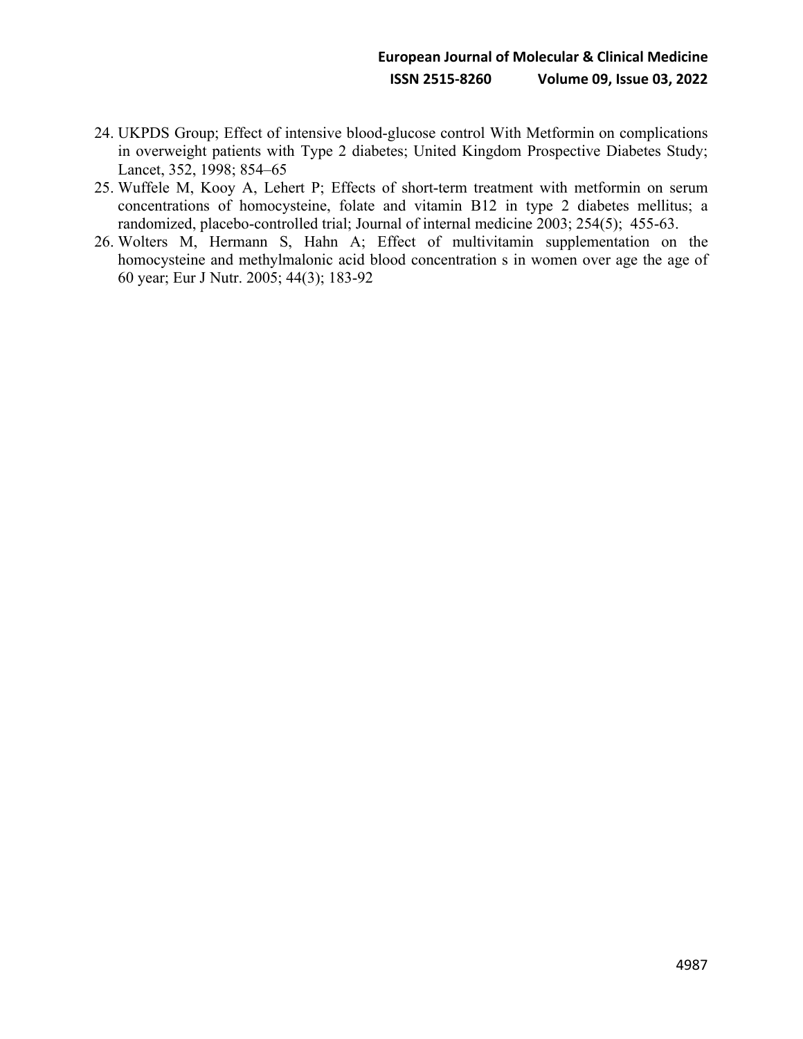24. UKPDS Group; Effect of intensive blood-glucose control With Metformin on complications in overweight patients with Type 2 diabetes; United Kingdom Prospective Diabetes Study; Lancet, 352, 1998; 854–65
25. Wuffele M, Kooy A, Lehert P; Effects of short-term treatment with metformin on serum concentrations of homocysteine, folate and vitamin B12 in type 2 diabetes mellitus; a randomized, placebo-controlled trial; Journal of internal medicine 2003; 254(5); 455-63.
26. Wolters M, Hermann S, Hahn A; Effect of multivitamin supplementation on the homocysteine and methylmalonic acid blood concentration s in women over age the age of 60 year; Eur J Nutr. 2005; 44(3); 183-92